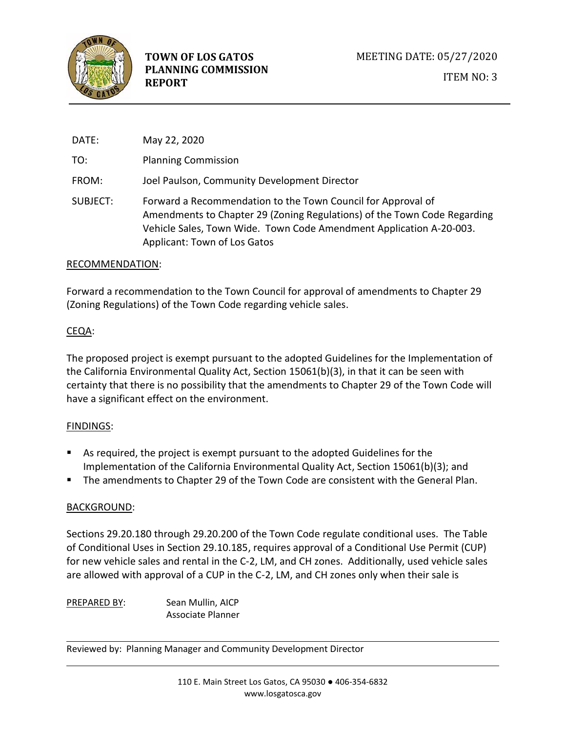**TOWN OF LOS GATOS PLANNING COMMISSION REPORT**

MEETING DATE: 05/27/2020

ITEM NO: 3

DATE: May 22, 2020

TO: Planning Commission

FROM: Joel Paulson, Community Development Director

SUBJECT: Forward a Recommendation to the Town Council for Approval of Amendments to Chapter 29 (Zoning Regulations) of the Town Code Regarding Vehicle Sales, Town Wide. Town Code Amendment Application A-20-003. Applicant: Town of Los Gatos

## RECOMMENDATION:

Forward a recommendation to the Town Council for approval of amendments to Chapter 29 (Zoning Regulations) of the Town Code regarding vehicle sales.

## CEQA:

The proposed project is exempt pursuant to the adopted Guidelines for the Implementation of the California Environmental Quality Act, Section 15061(b)(3), in that it can be seen with certainty that there is no possibility that the amendments to Chapter 29 of the Town Code will have a significant effect on the environment.

## FINDINGS:

- As required, the project is exempt pursuant to the adopted Guidelines for the Implementation of the California Environmental Quality Act, Section 15061(b)(3); and
- The amendments to Chapter 29 of the Town Code are consistent with the General Plan.

## BACKGROUND:

Sections 29.20.180 through 29.20.200 of the Town Code regulate conditional uses. The Table of Conditional Uses in Section 29.10.185, requires approval of a Conditional Use Permit (CUP) for new vehicle sales and rental in the C-2, LM, and CH zones. Additionally, used vehicle sales are allowed with approval of a CUP in the C-2, LM, and CH zones only when their sale is

PREPARED BY: Sean Mullin, AICP
Associate Planner

Reviewed by: Planning Manager and Community Development Director

110 E. Main Street Los Gatos, CA 95030 ● 406-354-6832
www.losgatosca.gov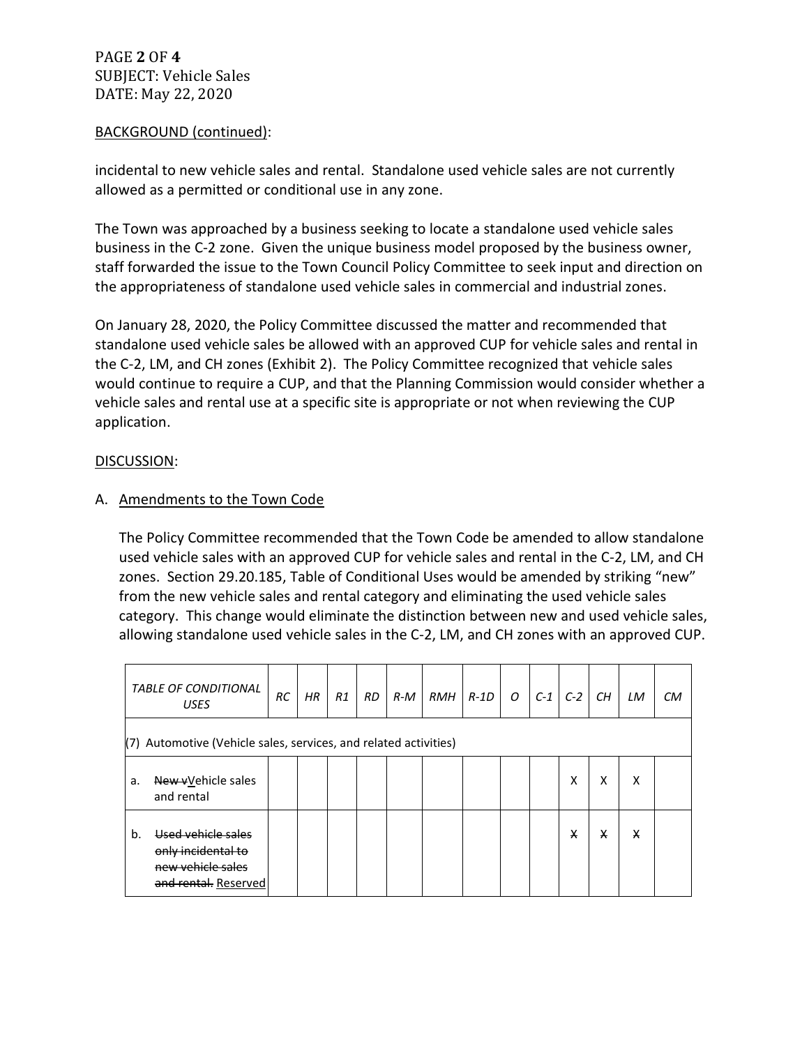BACKGROUND (continued):

incidental to new vehicle sales and rental. Standalone used vehicle sales are not currently allowed as a permitted or conditional use in any zone.

The Town was approached by a business seeking to locate a standalone used vehicle sales business in the C-2 zone. Given the unique business model proposed by the business owner, staff forwarded the issue to the Town Council Policy Committee to seek input and direction on the appropriateness of standalone used vehicle sales in commercial and industrial zones.

On January 28, 2020, the Policy Committee discussed the matter and recommended that standalone used vehicle sales be allowed with an approved CUP for vehicle sales and rental in the C-2, LM, and CH zones (Exhibit 2). The Policy Committee recognized that vehicle sales would continue to require a CUP, and that the Planning Commission would consider whether a vehicle sales and rental use at a specific site is appropriate or not when reviewing the CUP application.

DISCUSSION:

A. Amendments to the Town Code

The Policy Committee recommended that the Town Code be amended to allow standalone used vehicle sales with an approved CUP for vehicle sales and rental in the C-2, LM, and CH zones. Section 29.20.185, Table of Conditional Uses would be amended by striking "new" from the new vehicle sales and rental category and eliminating the used vehicle sales category. This change would eliminate the distinction between new and used vehicle sales, allowing standalone used vehicle sales in the C-2, LM, and CH zones with an approved CUP.

| *TABLE OF CONDITIONAL USES* | *RC* | *HR* | *R1* | *RD* | *R-M* | *RMH* | *R-1D* | *O* | *C-1* | *C-2* | *CH* | *LM* | *CM* |
|---|---|---|---|---|---|---|---|---|---|---|---|---|---|
| (7) Automotive (Vehicle sales, services, and related activities) | | | | | | | | | | | | | |
| a. ~~New v~~Vehicle sales and rental | | | | | | | | | | X | X | X | |
| b. ~~Used vehicle sales only incidental to new vehicle sales and rental.~~ Reserved | | | | | | | | | | ~~X~~ | ~~X~~ | ~~X~~ | |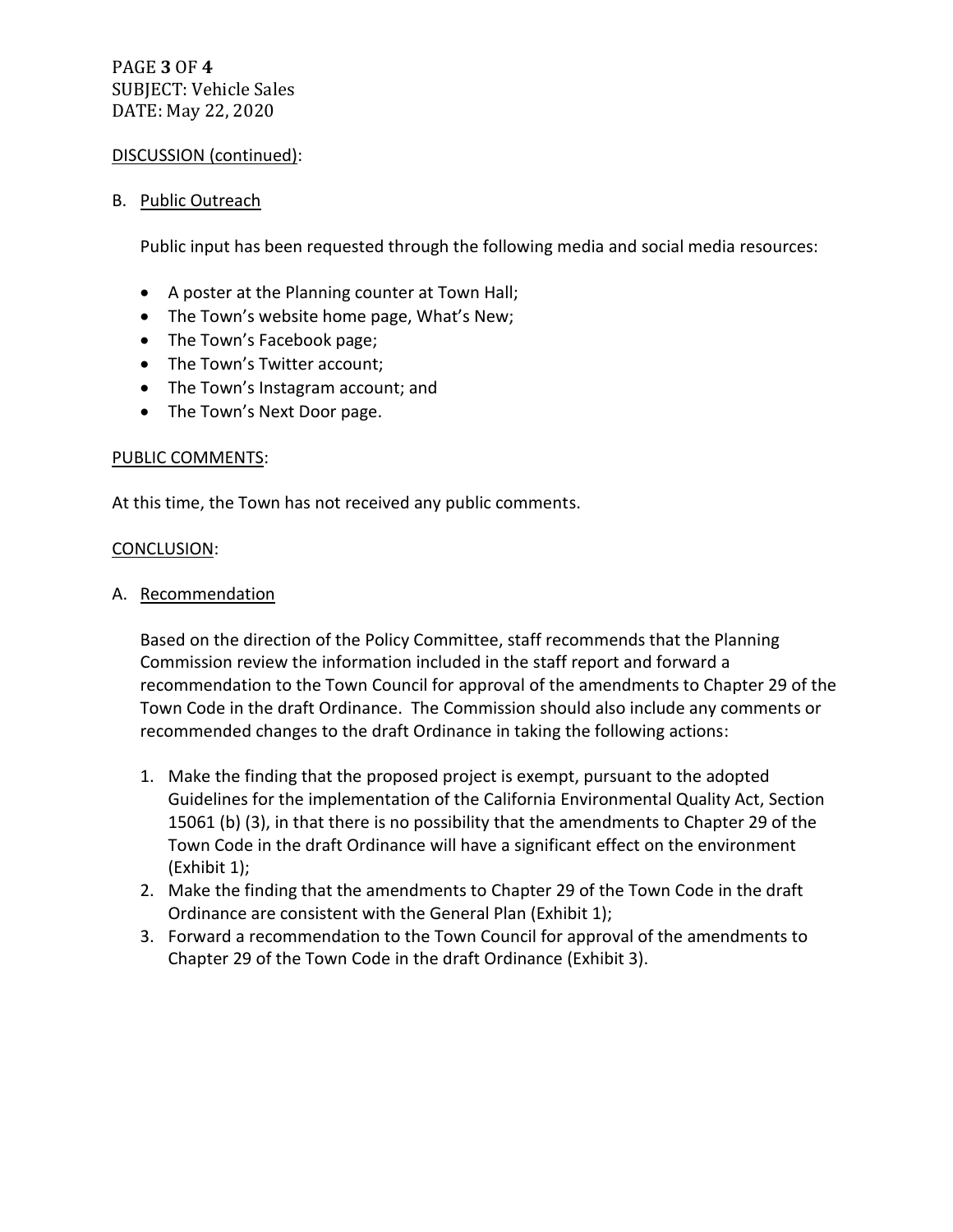DISCUSSION (continued):

B. Public Outreach

Public input has been requested through the following media and social media resources:

- A poster at the Planning counter at Town Hall;
- The Town's website home page, What's New;
- The Town's Facebook page;
- The Town's Twitter account;
- The Town's Instagram account; and
- The Town's Next Door page.

PUBLIC COMMENTS:

At this time, the Town has not received any public comments.

CONCLUSION:

A. Recommendation

Based on the direction of the Policy Committee, staff recommends that the Planning Commission review the information included in the staff report and forward a recommendation to the Town Council for approval of the amendments to Chapter 29 of the Town Code in the draft Ordinance. The Commission should also include any comments or recommended changes to the draft Ordinance in taking the following actions:

1. Make the finding that the proposed project is exempt, pursuant to the adopted Guidelines for the implementation of the California Environmental Quality Act, Section 15061 (b) (3), in that there is no possibility that the amendments to Chapter 29 of the Town Code in the draft Ordinance will have a significant effect on the environment (Exhibit 1);
2. Make the finding that the amendments to Chapter 29 of the Town Code in the draft Ordinance are consistent with the General Plan (Exhibit 1);
3. Forward a recommendation to the Town Council for approval of the amendments to Chapter 29 of the Town Code in the draft Ordinance (Exhibit 3).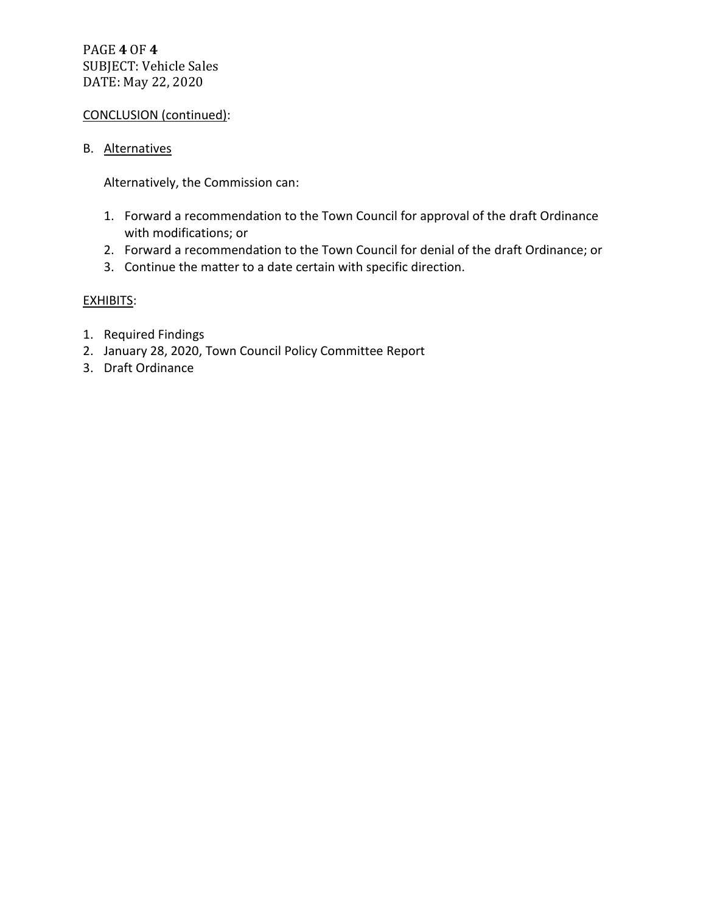CONCLUSION (continued):

B. Alternatives

Alternatively, the Commission can:

1. Forward a recommendation to the Town Council for approval of the draft Ordinance with modifications; or
2. Forward a recommendation to the Town Council for denial of the draft Ordinance; or
3. Continue the matter to a date certain with specific direction.

EXHIBITS:

1. Required Findings
2. January 28, 2020, Town Council Policy Committee Report
3. Draft Ordinance